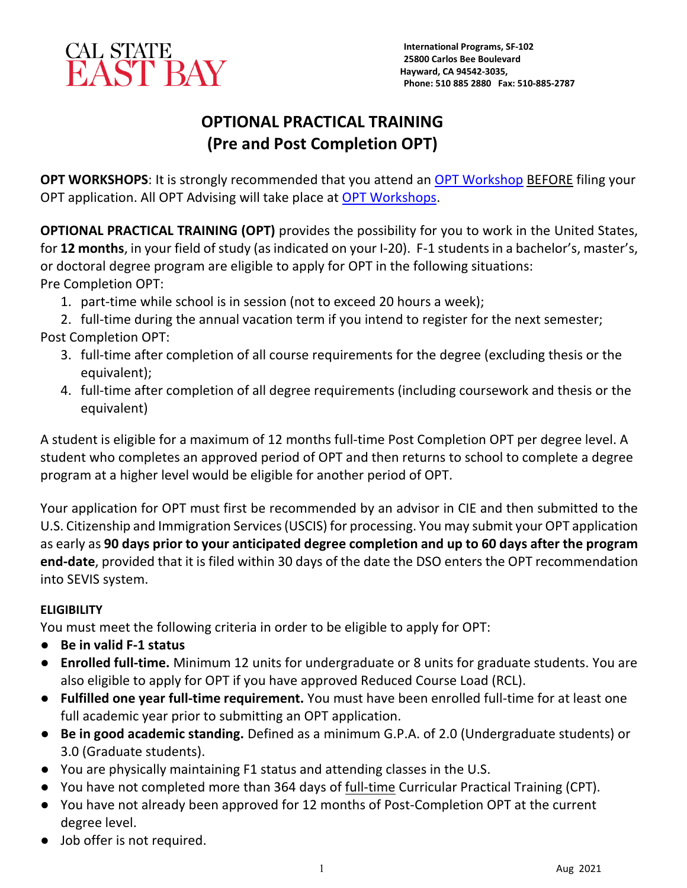CAL STATE EAST BAY

International Programs, SF-102
25800 Carlos Bee Boulevard
Hayward, CA 94542-3035,
Phone: 510 885 2880 Fax: 510-885-2787

# OPTIONAL PRACTICAL TRAINING (Pre and Post Completion OPT)

**OPT WORKSHOPS**: It is strongly recommended that you attend an OPT Workshop BEFORE filing your OPT application. All OPT Advising will take place at OPT Workshops.

**OPTIONAL PRACTICAL TRAINING (OPT)** provides the possibility for you to work in the United States, for **12 months**, in your field of study (as indicated on your I-20). F-1 students in a bachelor's, master's, or doctoral degree program are eligible to apply for OPT in the following situations:

Pre Completion OPT:

1. part-time while school is in session (not to exceed 20 hours a week);
2. full-time during the annual vacation term if you intend to register for the next semester;

Post Completion OPT:

3. full-time after completion of all course requirements for the degree (excluding thesis or the equivalent);
4. full-time after completion of all degree requirements (including coursework and thesis or the equivalent)

A student is eligible for a maximum of 12 months full-time Post Completion OPT per degree level. A student who completes an approved period of OPT and then returns to school to complete a degree program at a higher level would be eligible for another period of OPT.

Your application for OPT must first be recommended by an advisor in CIE and then submitted to the U.S. Citizenship and Immigration Services (USCIS) for processing. You may submit your OPT application as early as **90 days prior to your anticipated degree completion and up to 60 days after the program end-date**, provided that it is filed within 30 days of the date the DSO enters the OPT recommendation into SEVIS system.

### ELIGIBILITY

You must meet the following criteria in order to be eligible to apply for OPT:

- **Be in valid F-1 status**
- **Enrolled full-time.** Minimum 12 units for undergraduate or 8 units for graduate students. You are also eligible to apply for OPT if you have approved Reduced Course Load (RCL).
- **Fulfilled one year full-time requirement.** You must have been enrolled full-time for at least one full academic year prior to submitting an OPT application.
- **Be in good academic standing.** Defined as a minimum G.P.A. of 2.0 (Undergraduate students) or 3.0 (Graduate students).
- You are physically maintaining F1 status and attending classes in the U.S.
- You have not completed more than 364 days of full-time Curricular Practical Training (CPT).
- You have not already been approved for 12 months of Post-Completion OPT at the current degree level.
- Job offer is not required.

Aug 2021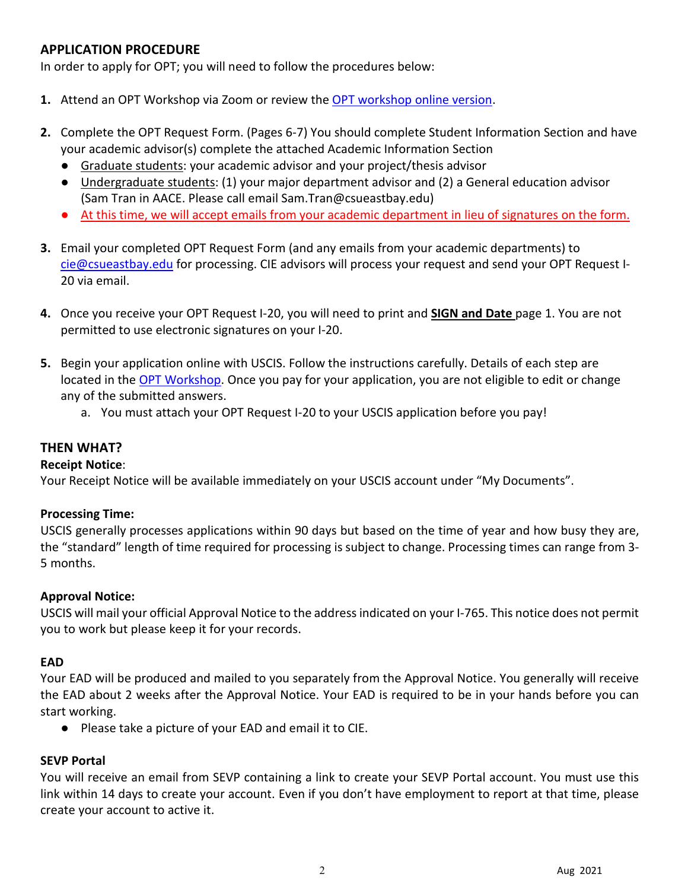## APPLICATION PROCEDURE

In order to apply for OPT; you will need to follow the procedures below:

1. Attend an OPT Workshop via Zoom or review the [OPT workshop online version](OPT workshop online version).
2. Complete the OPT Request Form. (Pages 6-7) You should complete Student Information Section and have your academic advisor(s) complete the attached Academic Information Section
   - Graduate students: your academic advisor and your project/thesis advisor
   - Undergraduate students: (1) your major department advisor and (2) a General education advisor (Sam Tran in AACE. Please call email Sam.Tran@csueastbay.edu)
   - At this time, we will accept emails from your academic department in lieu of signatures on the form.
3. Email your completed OPT Request Form (and any emails from your academic departments) to cie@csueastbay.edu for processing. CIE advisors will process your request and send your OPT Request I-20 via email.
4. Once you receive your OPT Request I-20, you will need to print and **SIGN and Date** page 1. You are not permitted to use electronic signatures on your I-20.
5. Begin your application online with USCIS. Follow the instructions carefully. Details of each step are located in the OPT Workshop. Once you pay for your application, you are not eligible to edit or change any of the submitted answers.
   a. You must attach your OPT Request I-20 to your USCIS application before you pay!

## THEN WHAT?

**Receipt Notice**:
Your Receipt Notice will be available immediately on your USCIS account under "My Documents".

**Processing Time:**
USCIS generally processes applications within 90 days but based on the time of year and how busy they are, the "standard" length of time required for processing is subject to change. Processing times can range from 3-5 months.

**Approval Notice:**
USCIS will mail your official Approval Notice to the address indicated on your I-765. This notice does not permit you to work but please keep it for your records.

**EAD**
Your EAD will be produced and mailed to you separately from the Approval Notice. You generally will receive the EAD about 2 weeks after the Approval Notice. Your EAD is required to be in your hands before you can start working.

- Please take a picture of your EAD and email it to CIE.

**SEVP Portal**
You will receive an email from SEVP containing a link to create your SEVP Portal account. You must use this link within 14 days to create your account. Even if you don't have employment to report at that time, please create your account to active it.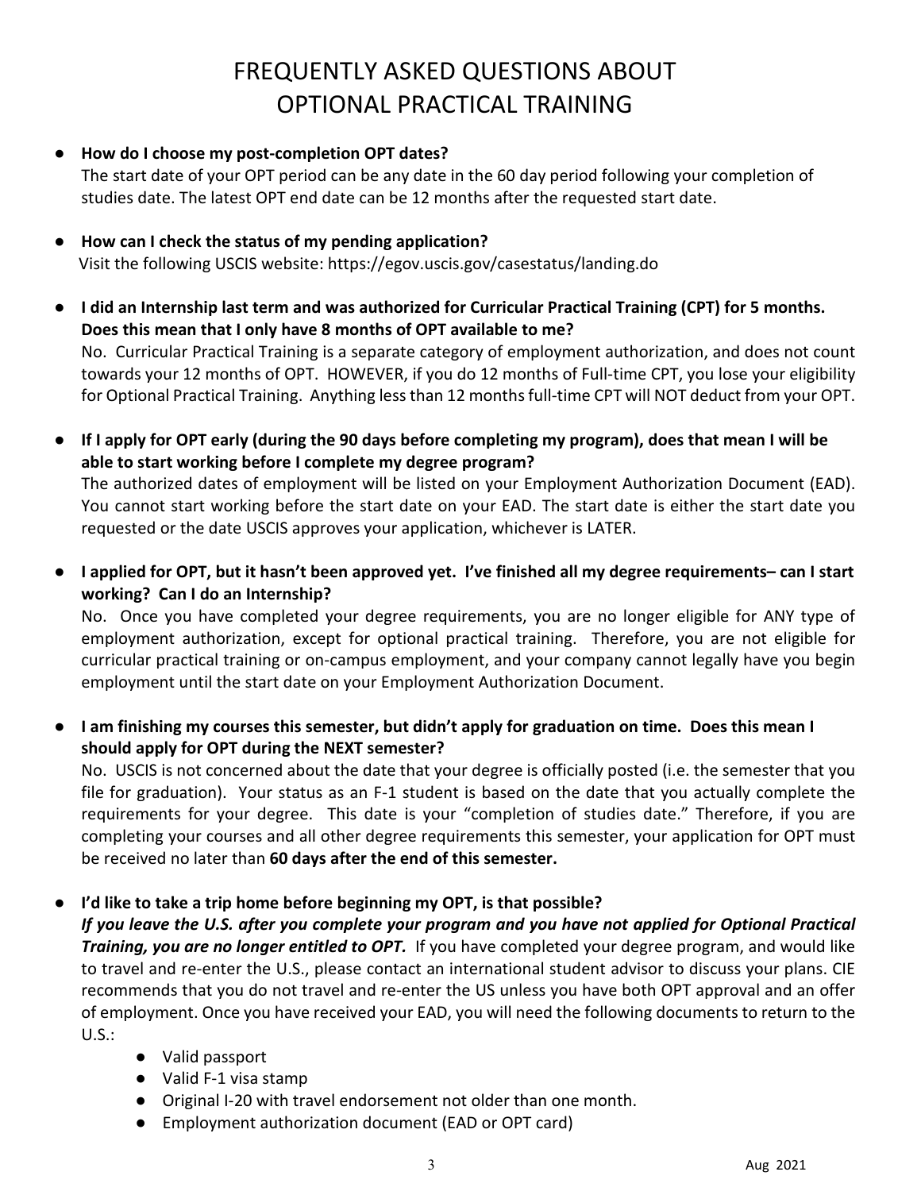# FREQUENTLY ASKED QUESTIONS ABOUT OPTIONAL PRACTICAL TRAINING

- **How do I choose my post-completion OPT dates?**
  The start date of your OPT period can be any date in the 60 day period following your completion of studies date. The latest OPT end date can be 12 months after the requested start date.

- **How can I check the status of my pending application?**
  Visit the following USCIS website: https://egov.uscis.gov/casestatus/landing.do

- **I did an Internship last term and was authorized for Curricular Practical Training (CPT) for 5 months. Does this mean that I only have 8 months of OPT available to me?**
  No. Curricular Practical Training is a separate category of employment authorization, and does not count towards your 12 months of OPT. HOWEVER, if you do 12 months of Full-time CPT, you lose your eligibility for Optional Practical Training. Anything less than 12 months full-time CPT will NOT deduct from your OPT.

- **If I apply for OPT early (during the 90 days before completing my program), does that mean I will be able to start working before I complete my degree program?**
  The authorized dates of employment will be listed on your Employment Authorization Document (EAD). You cannot start working before the start date on your EAD. The start date is either the start date you requested or the date USCIS approves your application, whichever is LATER.

- **I applied for OPT, but it hasn't been approved yet. I've finished all my degree requirements– can I start working? Can I do an Internship?**
  No. Once you have completed your degree requirements, you are no longer eligible for ANY type of employment authorization, except for optional practical training. Therefore, you are not eligible for curricular practical training or on-campus employment, and your company cannot legally have you begin employment until the start date on your Employment Authorization Document.

- **I am finishing my courses this semester, but didn't apply for graduation on time. Does this mean I should apply for OPT during the NEXT semester?**
  No. USCIS is not concerned about the date that your degree is officially posted (i.e. the semester that you file for graduation). Your status as an F-1 student is based on the date that you actually complete the requirements for your degree. This date is your "completion of studies date." Therefore, if you are completing your courses and all other degree requirements this semester, your application for OPT must be received no later than **60 days after the end of this semester.**

- **I'd like to take a trip home before beginning my OPT, is that possible?**
  ***If you leave the U.S. after you complete your program and you have not applied for Optional Practical Training, you are no longer entitled to OPT.*** If you have completed your degree program, and would like to travel and re-enter the U.S., please contact an international student advisor to discuss your plans. CIE recommends that you do not travel and re-enter the US unless you have both OPT approval and an offer of employment. Once you have received your EAD, you will need the following documents to return to the U.S.:
  - Valid passport
  - Valid F-1 visa stamp
  - Original I-20 with travel endorsement not older than one month.
  - Employment authorization document (EAD or OPT card)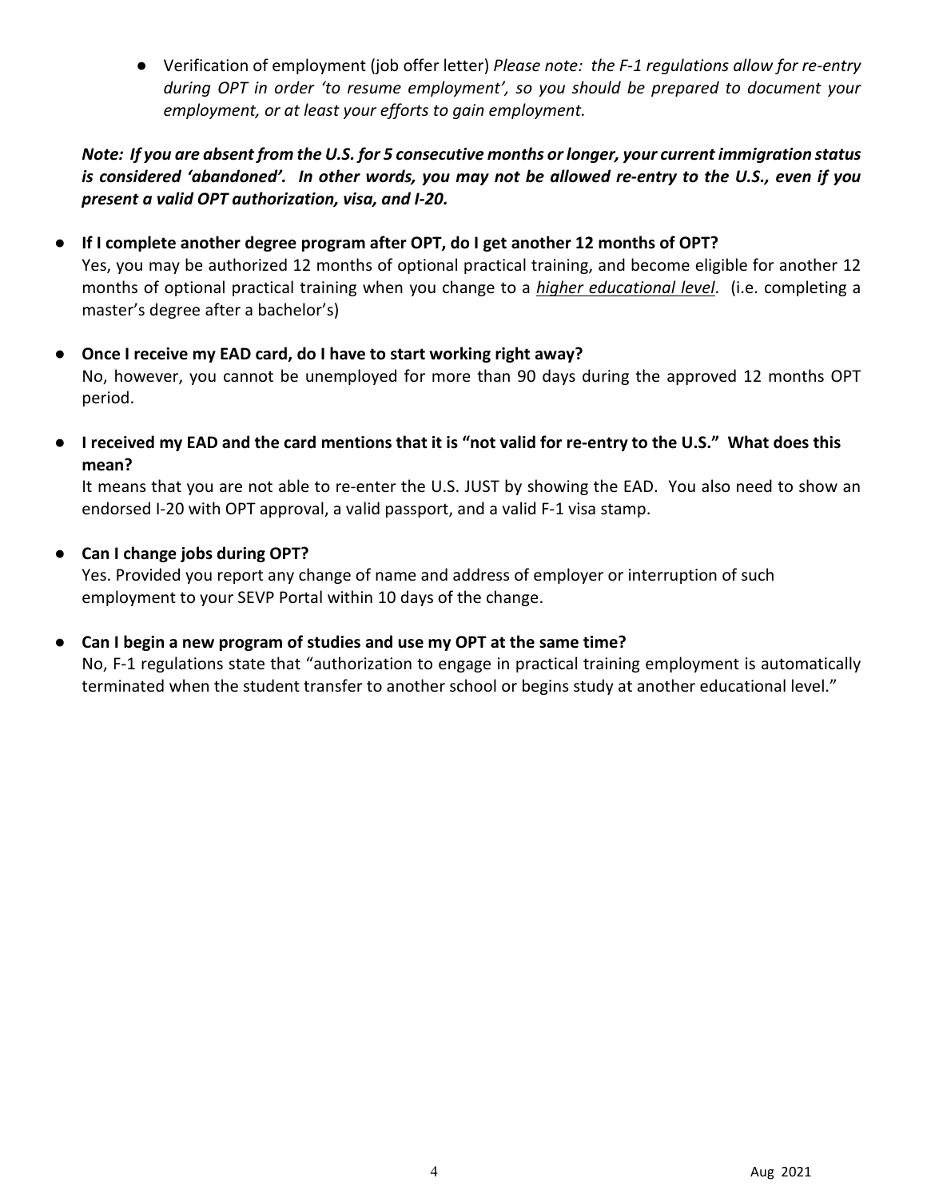- Verification of employment (job offer letter) *Please note: the F-1 regulations allow for re-entry during OPT in order 'to resume employment', so you should be prepared to document your employment, or at least your efforts to gain employment.*

***Note: If you are absent from the U.S. for 5 consecutive months or longer, your current immigration status is considered 'abandoned'. In other words, you may not be allowed re-entry to the U.S., even if you present a valid OPT authorization, visa, and I-20.***

- **If I complete another degree program after OPT, do I get another 12 months of OPT?**
  Yes, you may be authorized 12 months of optional practical training, and become eligible for another 12 months of optional practical training when you change to a ***higher educational level***. (i.e. completing a master's degree after a bachelor's)

- **Once I receive my EAD card, do I have to start working right away?**
  No, however, you cannot be unemployed for more than 90 days during the approved 12 months OPT period.

- **I received my EAD and the card mentions that it is "not valid for re-entry to the U.S." What does this mean?**
  It means that you are not able to re-enter the U.S. JUST by showing the EAD. You also need to show an endorsed I-20 with OPT approval, a valid passport, and a valid F-1 visa stamp.

- **Can I change jobs during OPT?**
  Yes. Provided you report any change of name and address of employer or interruption of such employment to your SEVP Portal within 10 days of the change.

- **Can I begin a new program of studies and use my OPT at the same time?**
  No, F-1 regulations state that "authorization to engage in practical training employment is automatically terminated when the student transfer to another school or begins study at another educational level."

Aug 2021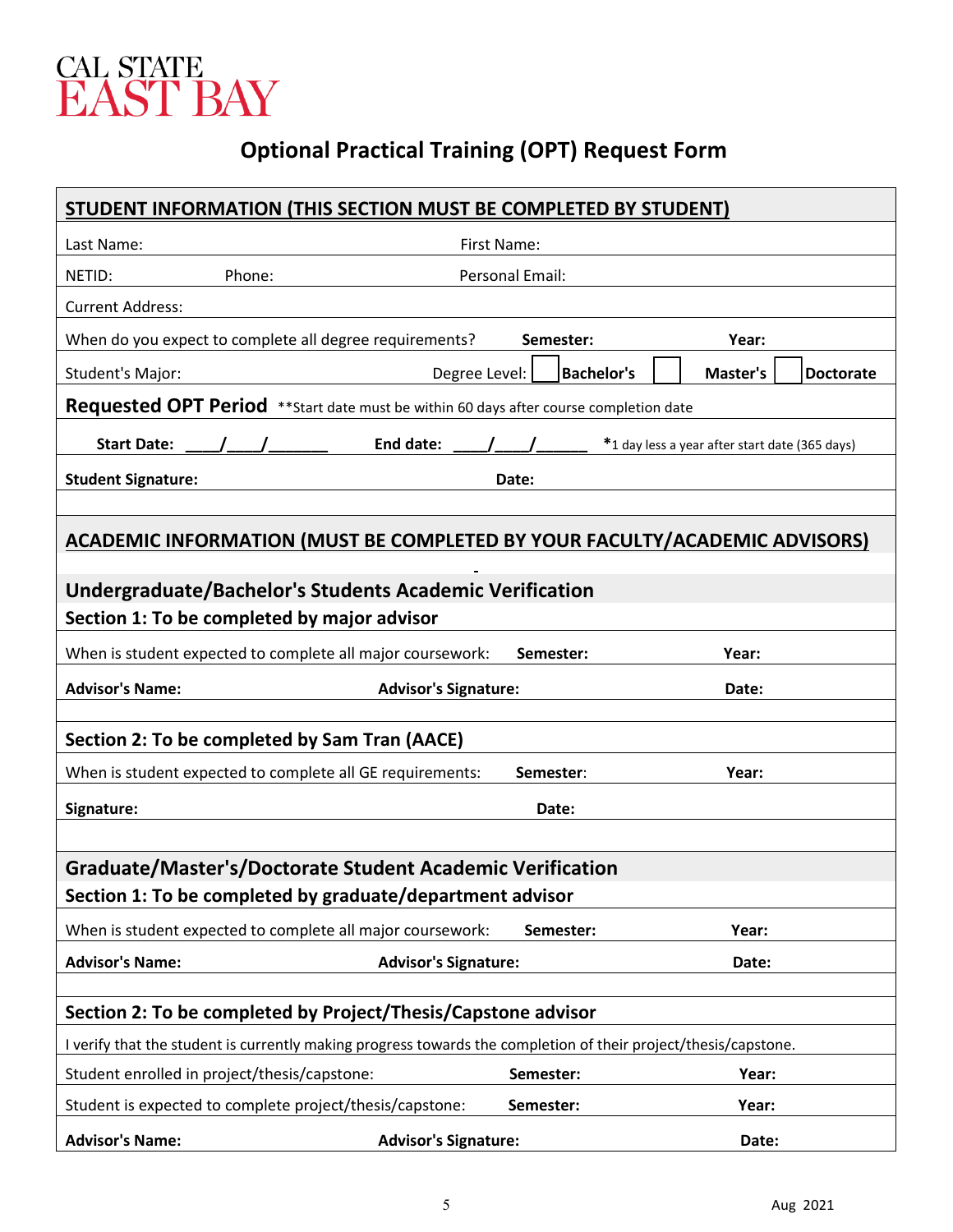CAL STATE EAST BAY

# Optional Practical Training (OPT) Request Form

## STUDENT INFORMATION (THIS SECTION MUST BE COMPLETED BY STUDENT)

Last Name: First Name:

NETID: Phone: Personal Email:

Current Address:

When do you expect to complete all degree requirements? **Semester:** **Year:**

Student's Major: Degree Level: ☐ **Bachelor's** ☐ **Master's** ☐ **Doctorate**

**Requested OPT Period** **Start date must be within 60 days after course completion date

**Start Date:** ____/____/_______ **End date:** ____/____/______ *1 day less a year after start date (365 days)

**Student Signature:** **Date:**

## ACADEMIC INFORMATION (MUST BE COMPLETED BY YOUR FACULTY/ACADEMIC ADVISORS)

### Undergraduate/Bachelor's Students Academic Verification

**Section 1: To be completed by major advisor**

When is student expected to complete all major coursework: **Semester:** **Year:**

**Advisor's Name:** **Advisor's Signature:** **Date:**

**Section 2: To be completed by Sam Tran (AACE)**

When is student expected to complete all GE requirements: **Semester:** **Year:**

**Signature:** **Date:**

### Graduate/Master's/Doctorate Student Academic Verification

**Section 1: To be completed by graduate/department advisor**

When is student expected to complete all major coursework: **Semester:** **Year:**

**Advisor's Name:** **Advisor's Signature:** **Date:**

**Section 2: To be completed by Project/Thesis/Capstone advisor**

I verify that the student is currently making progress towards the completion of their project/thesis/capstone.

Student enrolled in project/thesis/capstone: **Semester:** **Year:**

Student is expected to complete project/thesis/capstone: **Semester:** **Year:**

**Advisor's Name:** **Advisor's Signature:** **Date:**

Aug 2021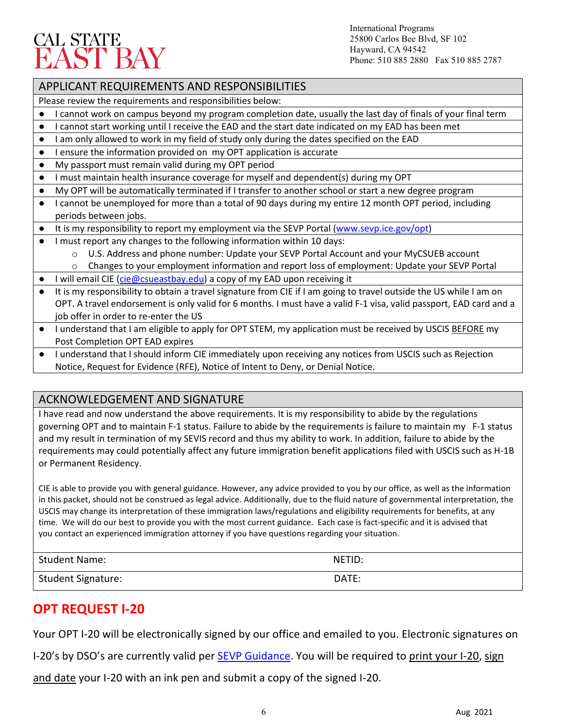CAL STATE EAST BAY

International Programs
25800 Carlos Bee Blvd, SF 102
Hayward, CA 94542
Phone: 510 885 2880 Fax 510 885 2787

## APPLICANT REQUIREMENTS AND RESPONSIBILITIES

Please review the requirements and responsibilities below:

- I cannot work on campus beyond my program completion date, usually the last day of finals of your final term
- I cannot start working until I receive the EAD and the start date indicated on my EAD has been met
- I am only allowed to work in my field of study only during the dates specified on the EAD
- I ensure the information provided on my OPT application is accurate
- My passport must remain valid during my OPT period
- I must maintain health insurance coverage for myself and dependent(s) during my OPT
- My OPT will be automatically terminated if I transfer to another school or start a new degree program
- I cannot be unemployed for more than a total of 90 days during my entire 12 month OPT period, including periods between jobs.
- It is my responsibility to report my employment via the SEVP Portal (www.sevp.ice.gov/opt)
- I must report any changes to the following information within 10 days:
  - U.S. Address and phone number: Update your SEVP Portal Account and your MyCSUEB account
  - Changes to your employment information and report loss of employment: Update your SEVP Portal
- I will email CIE (cie@csueastbay.edu) a copy of my EAD upon receiving it
- It is my responsibility to obtain a travel signature from CIE if I am going to travel outside the US while I am on OPT. A travel endorsement is only valid for 6 months. I must have a valid F-1 visa, valid passport, EAD card and a job offer in order to re-enter the US
- I understand that I am eligible to apply for OPT STEM, my application must be received by USCIS BEFORE my Post Completion OPT EAD expires
- I understand that I should inform CIE immediately upon receiving any notices from USCIS such as Rejection Notice, Request for Evidence (RFE), Notice of Intent to Deny, or Denial Notice.

## ACKNOWLEDGEMENT AND SIGNATURE

I have read and now understand the above requirements. It is my responsibility to abide by the regulations governing OPT and to maintain F-1 status. Failure to abide by the requirements is failure to maintain my F-1 status and my result in termination of my SEVIS record and thus my ability to work. In addition, failure to abide by the requirements may could potentially affect any future immigration benefit applications filed with USCIS such as H-1B or Permanent Residency.

CIE is able to provide you with general guidance. However, any advice provided to you by our office, as well as the information in this packet, should not be construed as legal advice. Additionally, due to the fluid nature of governmental interpretation, the USCIS may change its interpretation of these immigration laws/regulations and eligibility requirements for benefits, at any time. We will do our best to provide you with the most current guidance. Each case is fact-specific and it is advised that you contact an experienced immigration attorney if you have questions regarding your situation.

| | |
|---|---|
| Student Name: | NETID: |
| Student Signature: | DATE: |

## OPT REQUEST I-20

Your OPT I-20 will be electronically signed by our office and emailed to you. Electronic signatures on I-20's by DSO's are currently valid per SEVP Guidance. You will be required to print your I-20, sign and date your I-20 with an ink pen and submit a copy of the signed I-20.

Aug 2021